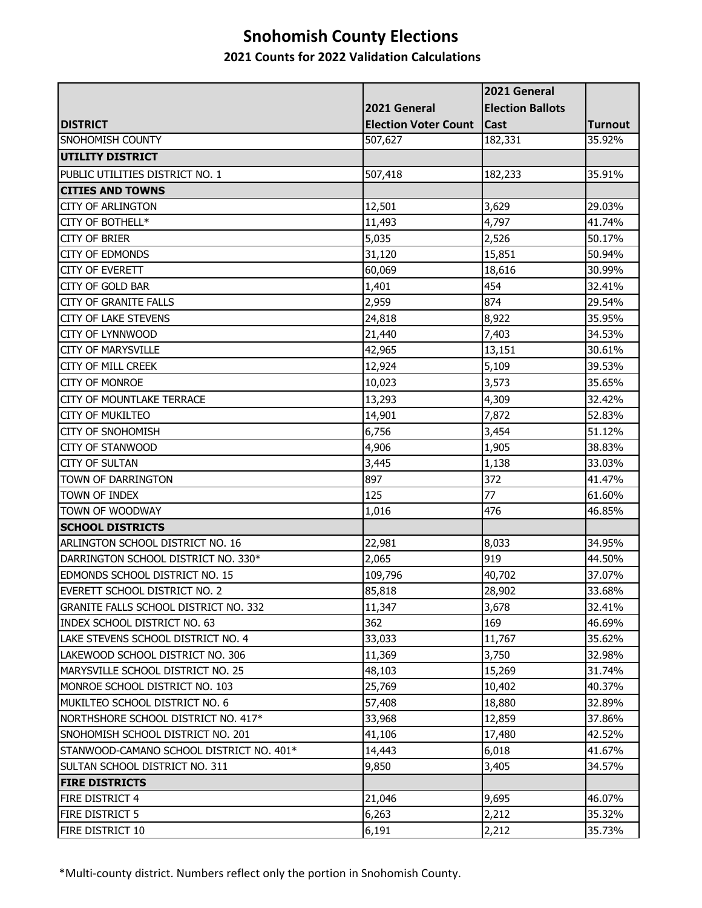# Snohomish County Elections

## 2021 Counts for 2022 Validation Calculations

| DISTRICT | 2021 General Election Voter Count | 2021 General Election Ballots Cast | Turnout |
|---|---|---|---|
| SNOHOMISH COUNTY | 507,627 | 182,331 | 35.92% |
| **UTILITY DISTRICT** | | | |
| PUBLIC UTILITIES DISTRICT NO. 1 | 507,418 | 182,233 | 35.91% |
| **CITIES AND TOWNS** | | | |
| CITY OF ARLINGTON | 12,501 | 3,629 | 29.03% |
| CITY OF BOTHELL* | 11,493 | 4,797 | 41.74% |
| CITY OF BRIER | 5,035 | 2,526 | 50.17% |
| CITY OF EDMONDS | 31,120 | 15,851 | 50.94% |
| CITY OF EVERETT | 60,069 | 18,616 | 30.99% |
| CITY OF GOLD BAR | 1,401 | 454 | 32.41% |
| CITY OF GRANITE FALLS | 2,959 | 874 | 29.54% |
| CITY OF LAKE STEVENS | 24,818 | 8,922 | 35.95% |
| CITY OF LYNNWOOD | 21,440 | 7,403 | 34.53% |
| CITY OF MARYSVILLE | 42,965 | 13,151 | 30.61% |
| CITY OF MILL CREEK | 12,924 | 5,109 | 39.53% |
| CITY OF MONROE | 10,023 | 3,573 | 35.65% |
| CITY OF MOUNTLAKE TERRACE | 13,293 | 4,309 | 32.42% |
| CITY OF MUKILTEO | 14,901 | 7,872 | 52.83% |
| CITY OF SNOHOMISH | 6,756 | 3,454 | 51.12% |
| CITY OF STANWOOD | 4,906 | 1,905 | 38.83% |
| CITY OF SULTAN | 3,445 | 1,138 | 33.03% |
| TOWN OF DARRINGTON | 897 | 372 | 41.47% |
| TOWN OF INDEX | 125 | 77 | 61.60% |
| TOWN OF WOODWAY | 1,016 | 476 | 46.85% |
| **SCHOOL DISTRICTS** | | | |
| ARLINGTON SCHOOL DISTRICT NO. 16 | 22,981 | 8,033 | 34.95% |
| DARRINGTON SCHOOL DISTRICT NO. 330* | 2,065 | 919 | 44.50% |
| EDMONDS SCHOOL DISTRICT NO. 15 | 109,796 | 40,702 | 37.07% |
| EVERETT SCHOOL DISTRICT NO. 2 | 85,818 | 28,902 | 33.68% |
| GRANITE FALLS SCHOOL DISTRICT NO. 332 | 11,347 | 3,678 | 32.41% |
| INDEX SCHOOL DISTRICT NO. 63 | 362 | 169 | 46.69% |
| LAKE STEVENS SCHOOL DISTRICT NO. 4 | 33,033 | 11,767 | 35.62% |
| LAKEWOOD SCHOOL DISTRICT NO. 306 | 11,369 | 3,750 | 32.98% |
| MARYSVILLE SCHOOL DISTRICT NO. 25 | 48,103 | 15,269 | 31.74% |
| MONROE SCHOOL DISTRICT NO. 103 | 25,769 | 10,402 | 40.37% |
| MUKILTEO SCHOOL DISTRICT NO. 6 | 57,408 | 18,880 | 32.89% |
| NORTHSHORE SCHOOL DISTRICT NO. 417* | 33,968 | 12,859 | 37.86% |
| SNOHOMISH SCHOOL DISTRICT NO. 201 | 41,106 | 17,480 | 42.52% |
| STANWOOD-CAMANO SCHOOL DISTRICT NO. 401* | 14,443 | 6,018 | 41.67% |
| SULTAN SCHOOL DISTRICT NO. 311 | 9,850 | 3,405 | 34.57% |
| **FIRE DISTRICTS** | | | |
| FIRE DISTRICT 4 | 21,046 | 9,695 | 46.07% |
| FIRE DISTRICT 5 | 6,263 | 2,212 | 35.32% |
| FIRE DISTRICT 10 | 6,191 | 2,212 | 35.73% |

*Multi-county district. Numbers reflect only the portion in Snohomish County.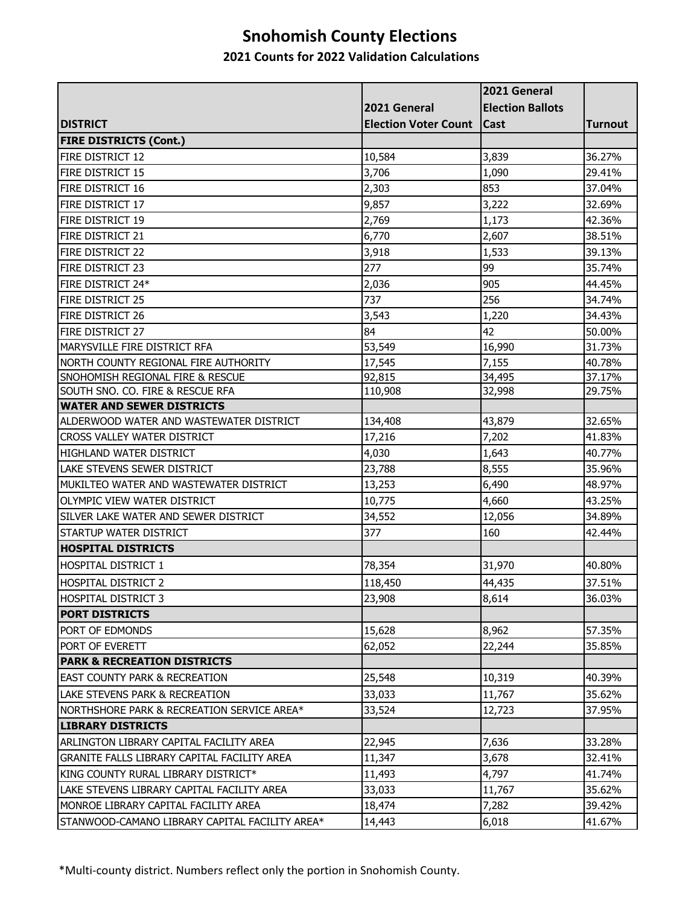# Snohomish County Elections

## 2021 Counts for 2022 Validation Calculations

| DISTRICT | 2021 General Election Voter Count | 2021 General Election Ballots Cast | Turnout |
|---|---|---|---|
| **FIRE DISTRICTS (Cont.)** | | | |
| FIRE DISTRICT 12 | 10,584 | 3,839 | 36.27% |
| FIRE DISTRICT 15 | 3,706 | 1,090 | 29.41% |
| FIRE DISTRICT 16 | 2,303 | 853 | 37.04% |
| FIRE DISTRICT 17 | 9,857 | 3,222 | 32.69% |
| FIRE DISTRICT 19 | 2,769 | 1,173 | 42.36% |
| FIRE DISTRICT 21 | 6,770 | 2,607 | 38.51% |
| FIRE DISTRICT 22 | 3,918 | 1,533 | 39.13% |
| FIRE DISTRICT 23 | 277 | 99 | 35.74% |
| FIRE DISTRICT 24* | 2,036 | 905 | 44.45% |
| FIRE DISTRICT 25 | 737 | 256 | 34.74% |
| FIRE DISTRICT 26 | 3,543 | 1,220 | 34.43% |
| FIRE DISTRICT 27 | 84 | 42 | 50.00% |
| MARYSVILLE FIRE DISTRICT RFA | 53,549 | 16,990 | 31.73% |
| NORTH COUNTY REGIONAL FIRE AUTHORITY | 17,545 | 7,155 | 40.78% |
| SNOHOMISH REGIONAL FIRE & RESCUE | 92,815 | 34,495 | 37.17% |
| SOUTH SNO. CO. FIRE & RESCUE RFA | 110,908 | 32,998 | 29.75% |
| **WATER AND SEWER DISTRICTS** | | | |
| ALDERWOOD WATER AND WASTEWATER DISTRICT | 134,408 | 43,879 | 32.65% |
| CROSS VALLEY WATER DISTRICT | 17,216 | 7,202 | 41.83% |
| HIGHLAND WATER DISTRICT | 4,030 | 1,643 | 40.77% |
| LAKE STEVENS SEWER DISTRICT | 23,788 | 8,555 | 35.96% |
| MUKILTEO WATER AND WASTEWATER DISTRICT | 13,253 | 6,490 | 48.97% |
| OLYMPIC VIEW WATER DISTRICT | 10,775 | 4,660 | 43.25% |
| SILVER LAKE WATER AND SEWER DISTRICT | 34,552 | 12,056 | 34.89% |
| STARTUP WATER DISTRICT | 377 | 160 | 42.44% |
| **HOSPITAL DISTRICTS** | | | |
| HOSPITAL DISTRICT 1 | 78,354 | 31,970 | 40.80% |
| HOSPITAL DISTRICT 2 | 118,450 | 44,435 | 37.51% |
| HOSPITAL DISTRICT 3 | 23,908 | 8,614 | 36.03% |
| **PORT DISTRICTS** | | | |
| PORT OF EDMONDS | 15,628 | 8,962 | 57.35% |
| PORT OF EVERETT | 62,052 | 22,244 | 35.85% |
| **PARK & RECREATION DISTRICTS** | | | |
| EAST COUNTY PARK & RECREATION | 25,548 | 10,319 | 40.39% |
| LAKE STEVENS PARK & RECREATION | 33,033 | 11,767 | 35.62% |
| NORTHSHORE PARK & RECREATION SERVICE AREA* | 33,524 | 12,723 | 37.95% |
| **LIBRARY DISTRICTS** | | | |
| ARLINGTON LIBRARY CAPITAL FACILITY AREA | 22,945 | 7,636 | 33.28% |
| GRANITE FALLS LIBRARY CAPITAL FACILITY AREA | 11,347 | 3,678 | 32.41% |
| KING COUNTY RURAL LIBRARY DISTRICT* | 11,493 | 4,797 | 41.74% |
| LAKE STEVENS LIBRARY CAPITAL FACILITY AREA | 33,033 | 11,767 | 35.62% |
| MONROE LIBRARY CAPITAL FACILITY AREA | 18,474 | 7,282 | 39.42% |
| STANWOOD-CAMANO LIBRARY CAPITAL FACILITY AREA* | 14,443 | 6,018 | 41.67% |

*Multi-county district. Numbers reflect only the portion in Snohomish County.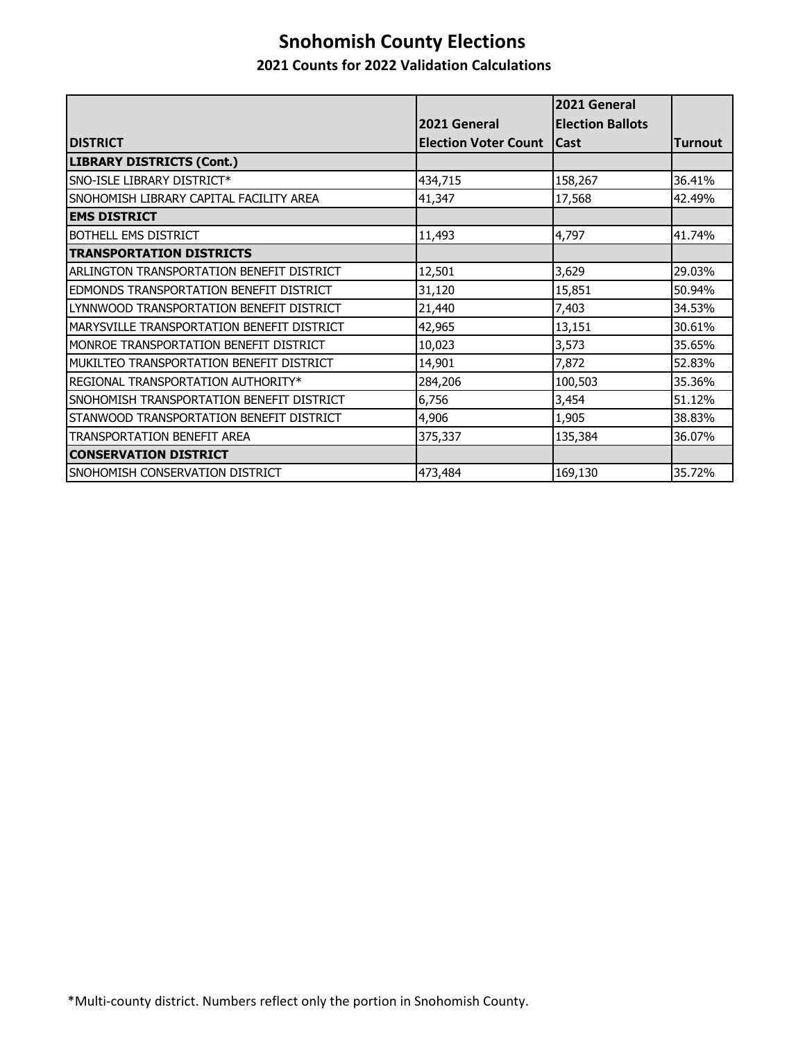# Snohomish County Elections

## 2021 Counts for 2022 Validation Calculations

| DISTRICT | 2021 General Election Voter Count | 2021 General Election Ballots Cast | Turnout |
|---|---|---|---|
| **LIBRARY DISTRICTS (Cont.)** | | | |
| SNO-ISLE LIBRARY DISTRICT* | 434,715 | 158,267 | 36.41% |
| SNOHOMISH LIBRARY CAPITAL FACILITY AREA | 41,347 | 17,568 | 42.49% |
| **EMS DISTRICT** | | | |
| BOTHELL EMS DISTRICT | 11,493 | 4,797 | 41.74% |
| **TRANSPORTATION DISTRICTS** | | | |
| ARLINGTON TRANSPORTATION BENEFIT DISTRICT | 12,501 | 3,629 | 29.03% |
| EDMONDS TRANSPORTATION BENEFIT DISTRICT | 31,120 | 15,851 | 50.94% |
| LYNNWOOD TRANSPORTATION BENEFIT DISTRICT | 21,440 | 7,403 | 34.53% |
| MARYSVILLE TRANSPORTATION BENEFIT DISTRICT | 42,965 | 13,151 | 30.61% |
| MONROE TRANSPORTATION BENEFIT DISTRICT | 10,023 | 3,573 | 35.65% |
| MUKILTEO TRANSPORTATION BENEFIT DISTRICT | 14,901 | 7,872 | 52.83% |
| REGIONAL TRANSPORTATION AUTHORITY* | 284,206 | 100,503 | 35.36% |
| SNOHOMISH TRANSPORTATION BENEFIT DISTRICT | 6,756 | 3,454 | 51.12% |
| STANWOOD TRANSPORTATION BENEFIT DISTRICT | 4,906 | 1,905 | 38.83% |
| TRANSPORTATION BENEFIT AREA | 375,337 | 135,384 | 36.07% |
| **CONSERVATION DISTRICT** | | | |
| SNOHOMISH CONSERVATION DISTRICT | 473,484 | 169,130 | 35.72% |

*Multi-county district. Numbers reflect only the portion in Snohomish County.